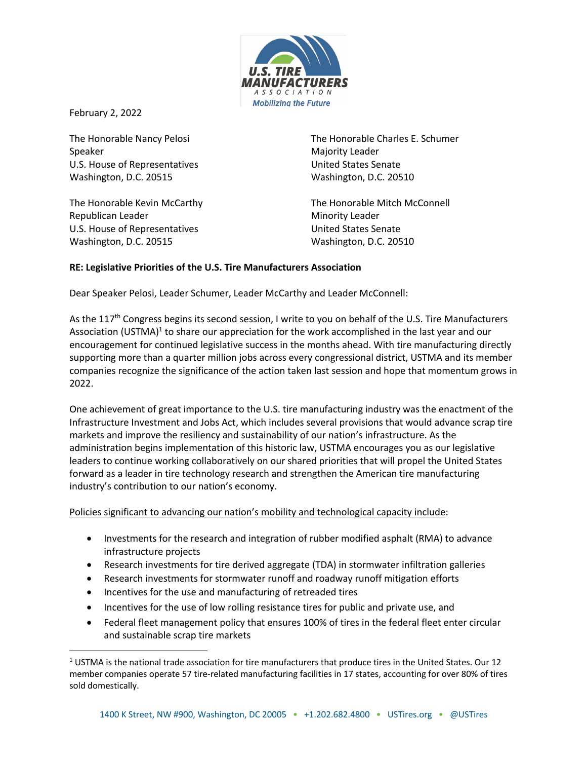February 2, 2022

The Honorable Nancy Pelosi
Speaker
U.S. House of Representatives
Washington, D.C. 20515

The Honorable Charles E. Schumer
Majority Leader
United States Senate
Washington, D.C. 20510

The Honorable Kevin McCarthy
Republican Leader
U.S. House of Representatives
Washington, D.C. 20515

The Honorable Mitch McConnell
Minority Leader
United States Senate
Washington, D.C. 20510

**RE: Legislative Priorities of the U.S. Tire Manufacturers Association**

Dear Speaker Pelosi, Leader Schumer, Leader McCarthy and Leader McConnell:

As the 117th Congress begins its second session, I write to you on behalf of the U.S. Tire Manufacturers Association (USTMA)[1] to share our appreciation for the work accomplished in the last year and our encouragement for continued legislative success in the months ahead. With tire manufacturing directly supporting more than a quarter million jobs across every congressional district, USTMA and its member companies recognize the significance of the action taken last session and hope that momentum grows in 2022.

One achievement of great importance to the U.S. tire manufacturing industry was the enactment of the Infrastructure Investment and Jobs Act, which includes several provisions that would advance scrap tire markets and improve the resiliency and sustainability of our nation's infrastructure. As the administration begins implementation of this historic law, USTMA encourages you as our legislative leaders to continue working collaboratively on our shared priorities that will propel the United States forward as a leader in tire technology research and strengthen the American tire manufacturing industry's contribution to our nation's economy.

<u>Policies significant to advancing our nation's mobility and technological capacity include</u>:

- Investments for the research and integration of rubber modified asphalt (RMA) to advance infrastructure projects
- Research investments for tire derived aggregate (TDA) in stormwater infiltration galleries
- Research investments for stormwater runoff and roadway runoff mitigation efforts
- Incentives for the use and manufacturing of retreaded tires
- Incentives for the use of low rolling resistance tires for public and private use, and
- Federal fleet management policy that ensures 100% of tires in the federal fleet enter circular and sustainable scrap tire markets

[1] USTMA is the national trade association for tire manufacturers that produce tires in the United States. Our 12 member companies operate 57 tire-related manufacturing facilities in 17 states, accounting for over 80% of tires sold domestically.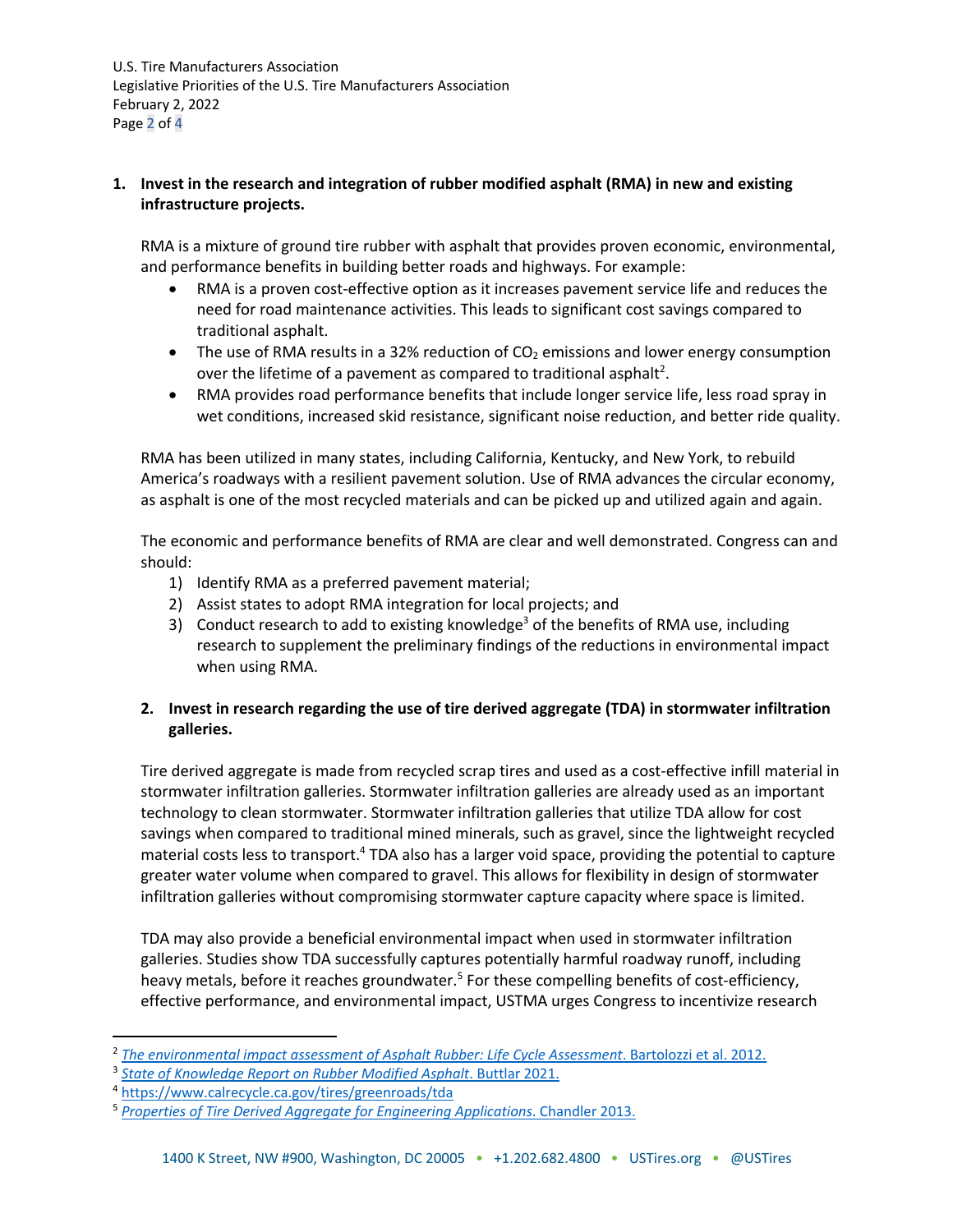1. **Invest in the research and integration of rubber modified asphalt (RMA) in new and existing infrastructure projects.**

   RMA is a mixture of ground tire rubber with asphalt that provides proven economic, environmental, and performance benefits in building better roads and highways. For example:

   - RMA is a proven cost-effective option as it increases pavement service life and reduces the need for road maintenance activities. This leads to significant cost savings compared to traditional asphalt.
   - The use of RMA results in a 32% reduction of $CO_2$ emissions and lower energy consumption over the lifetime of a pavement as compared to traditional asphalt[2].
   - RMA provides road performance benefits that include longer service life, less road spray in wet conditions, increased skid resistance, significant noise reduction, and better ride quality.

   RMA has been utilized in many states, including California, Kentucky, and New York, to rebuild America's roadways with a resilient pavement solution. Use of RMA advances the circular economy, as asphalt is one of the most recycled materials and can be picked up and utilized again and again.

   The economic and performance benefits of RMA are clear and well demonstrated. Congress can and should:

   1) Identify RMA as a preferred pavement material;
   2) Assist states to adopt RMA integration for local projects; and
   3) Conduct research to add to existing knowledge[3] of the benefits of RMA use, including research to supplement the preliminary findings of the reductions in environmental impact when using RMA.

2. **Invest in research regarding the use of tire derived aggregate (TDA) in stormwater infiltration galleries.**

Tire derived aggregate is made from recycled scrap tires and used as a cost-effective infill material in stormwater infiltration galleries. Stormwater infiltration galleries are already used as an important technology to clean stormwater. Stormwater infiltration galleries that utilize TDA allow for cost savings when compared to traditional mined minerals, such as gravel, since the lightweight recycled material costs less to transport.[4] TDA also has a larger void space, providing the potential to capture greater water volume when compared to gravel. This allows for flexibility in design of stormwater infiltration galleries without compromising stormwater capture capacity where space is limited.

TDA may also provide a beneficial environmental impact when used in stormwater infiltration galleries. Studies show TDA successfully captures potentially harmful roadway runoff, including heavy metals, before it reaches groundwater.[5] For these compelling benefits of cost-efficiency, effective performance, and environmental impact, USTMA urges Congress to incentivize research

---

[2] *The environmental impact assessment of Asphalt Rubber: Life Cycle Assessment*. Bartolozzi et al. 2012.

[3] *State of Knowledge Report on Rubber Modified Asphalt*. Buttlar 2021.

[4] https://www.calrecycle.ca.gov/tires/greenroads/tda

[5] *Properties of Tire Derived Aggregate for Engineering Applications*. Chandler 2013.

1400 K Street, NW #900, Washington, DC 20005 • +1.202.682.4800 • USTires.org • @USTires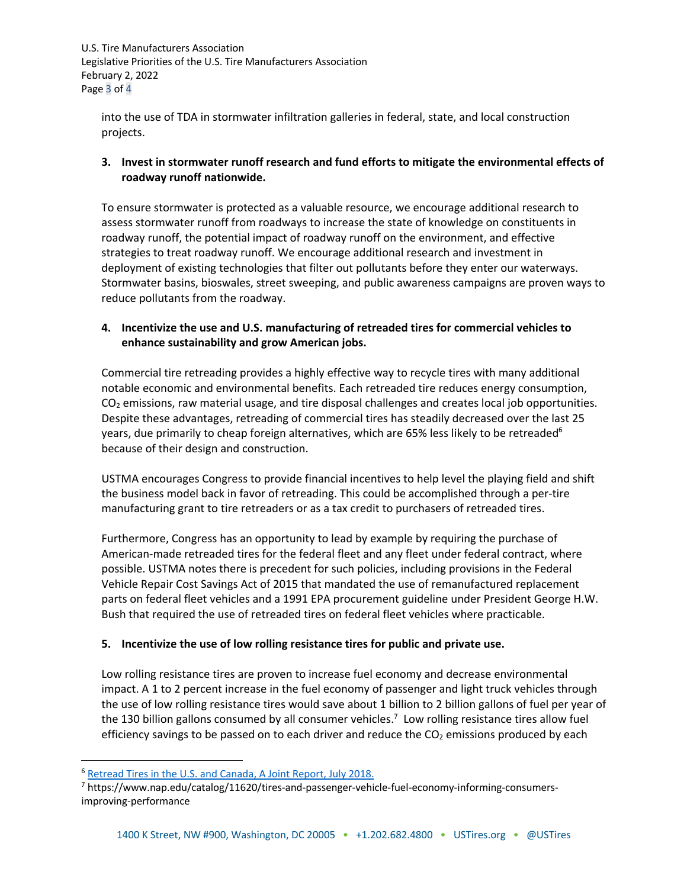into the use of TDA in stormwater infiltration galleries in federal, state, and local construction projects.

3. **Invest in stormwater runoff research and fund efforts to mitigate the environmental effects of roadway runoff nationwide.**

To ensure stormwater is protected as a valuable resource, we encourage additional research to assess stormwater runoff from roadways to increase the state of knowledge on constituents in roadway runoff, the potential impact of roadway runoff on the environment, and effective strategies to treat roadway runoff. We encourage additional research and investment in deployment of existing technologies that filter out pollutants before they enter our waterways. Stormwater basins, bioswales, street sweeping, and public awareness campaigns are proven ways to reduce pollutants from the roadway.

4. **Incentivize the use and U.S. manufacturing of retreaded tires for commercial vehicles to enhance sustainability and grow American jobs.**

Commercial tire retreading provides a highly effective way to recycle tires with many additional notable economic and environmental benefits. Each retreaded tire reduces energy consumption, $CO_2$ emissions, raw material usage, and tire disposal challenges and creates local job opportunities. Despite these advantages, retreading of commercial tires has steadily decreased over the last 25 years, due primarily to cheap foreign alternatives, which are 65% less likely to be retreaded[6] because of their design and construction.

USTMA encourages Congress to provide financial incentives to help level the playing field and shift the business model back in favor of retreading. This could be accomplished through a per-tire manufacturing grant to tire retreaders or as a tax credit to purchasers of retreaded tires.

Furthermore, Congress has an opportunity to lead by example by requiring the purchase of American-made retreaded tires for the federal fleet and any fleet under federal contract, where possible. USTMA notes there is precedent for such policies, including provisions in the Federal Vehicle Repair Cost Savings Act of 2015 that mandated the use of remanufactured replacement parts on federal fleet vehicles and a 1991 EPA procurement guideline under President George H.W. Bush that required the use of retreaded tires on federal fleet vehicles where practicable.

5. **Incentivize the use of low rolling resistance tires for public and private use.**

Low rolling resistance tires are proven to increase fuel economy and decrease environmental impact. A 1 to 2 percent increase in the fuel economy of passenger and light truck vehicles through the use of low rolling resistance tires would save about 1 billion to 2 billion gallons of fuel per year of the 130 billion gallons consumed by all consumer vehicles.[7] Low rolling resistance tires allow fuel efficiency savings to be passed on to each driver and reduce the $CO_2$ emissions produced by each

---

[6] Retread Tires in the U.S. and Canada, A Joint Report, July 2018.

[7] https://www.nap.edu/catalog/11620/tires-and-passenger-vehicle-fuel-economy-informing-consumers-improving-performance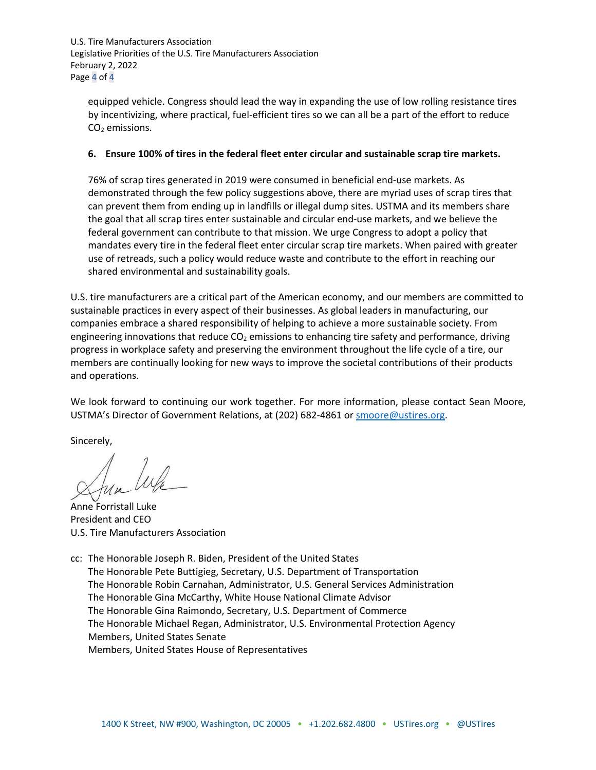equipped vehicle. Congress should lead the way in expanding the use of low rolling resistance tires by incentivizing, where practical, fuel-efficient tires so we can all be a part of the effort to reduce $CO_2$ emissions.

**6. Ensure 100% of tires in the federal fleet enter circular and sustainable scrap tire markets.**

76% of scrap tires generated in 2019 were consumed in beneficial end-use markets. As demonstrated through the few policy suggestions above, there are myriad uses of scrap tires that can prevent them from ending up in landfills or illegal dump sites. USTMA and its members share the goal that all scrap tires enter sustainable and circular end-use markets, and we believe the federal government can contribute to that mission. We urge Congress to adopt a policy that mandates every tire in the federal fleet enter circular scrap tire markets. When paired with greater use of retreads, such a policy would reduce waste and contribute to the effort in reaching our shared environmental and sustainability goals.

U.S. tire manufacturers are a critical part of the American economy, and our members are committed to sustainable practices in every aspect of their businesses. As global leaders in manufacturing, our companies embrace a shared responsibility of helping to achieve a more sustainable society. From engineering innovations that reduce $CO_2$ emissions to enhancing tire safety and performance, driving progress in workplace safety and preserving the environment throughout the life cycle of a tire, our members are continually looking for new ways to improve the societal contributions of their products and operations.

We look forward to continuing our work together. For more information, please contact Sean Moore, USTMA's Director of Government Relations, at (202) 682-4861 or smoore@ustires.org.

Sincerely,

Anne Forristall Luke
President and CEO
U.S. Tire Manufacturers Association

cc: The Honorable Joseph R. Biden, President of the United States
The Honorable Pete Buttigieg, Secretary, U.S. Department of Transportation
The Honorable Robin Carnahan, Administrator, U.S. General Services Administration
The Honorable Gina McCarthy, White House National Climate Advisor
The Honorable Gina Raimondo, Secretary, U.S. Department of Commerce
The Honorable Michael Regan, Administrator, U.S. Environmental Protection Agency
Members, United States Senate
Members, United States House of Representatives

1400 K Street, NW #900, Washington, DC 20005 • +1.202.682.4800 • USTires.org • @USTires